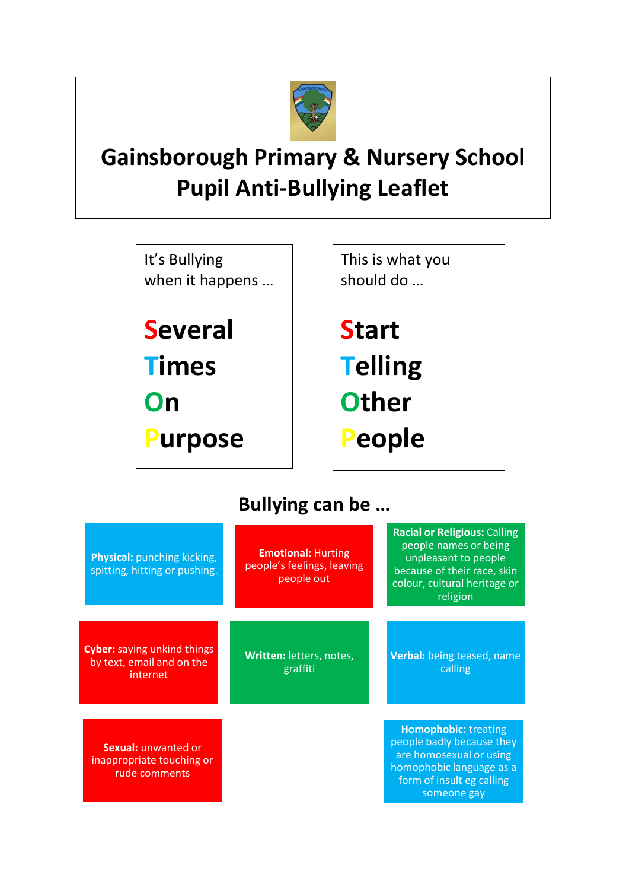# Gainsborough Primary & Nursery School
# Pupil Anti-Bullying Leaflet

It's Bullying when it happens …

**S**everal
**T**imes
**O**n
**P**urpose

This is what you should do …

**S**tart
**T**elling
**O**ther
**P**eople

## Bullying can be …

**Physical:** punching kicking, spitting, hitting or pushing.

**Emotional:** Hurting people's feelings, leaving people out

**Racial or Religious:** Calling people names or being unpleasant to people because of their race, skin colour, cultural heritage or religion

**Cyber:** saying unkind things by text, email and on the internet

**Written:** letters, notes, graffiti

**Verbal:** being teased, name calling

**Sexual:** unwanted or inappropriate touching or rude comments

**Homophobic:** treating people badly because they are homosexual or using homophobic language as a form of insult eg calling someone gay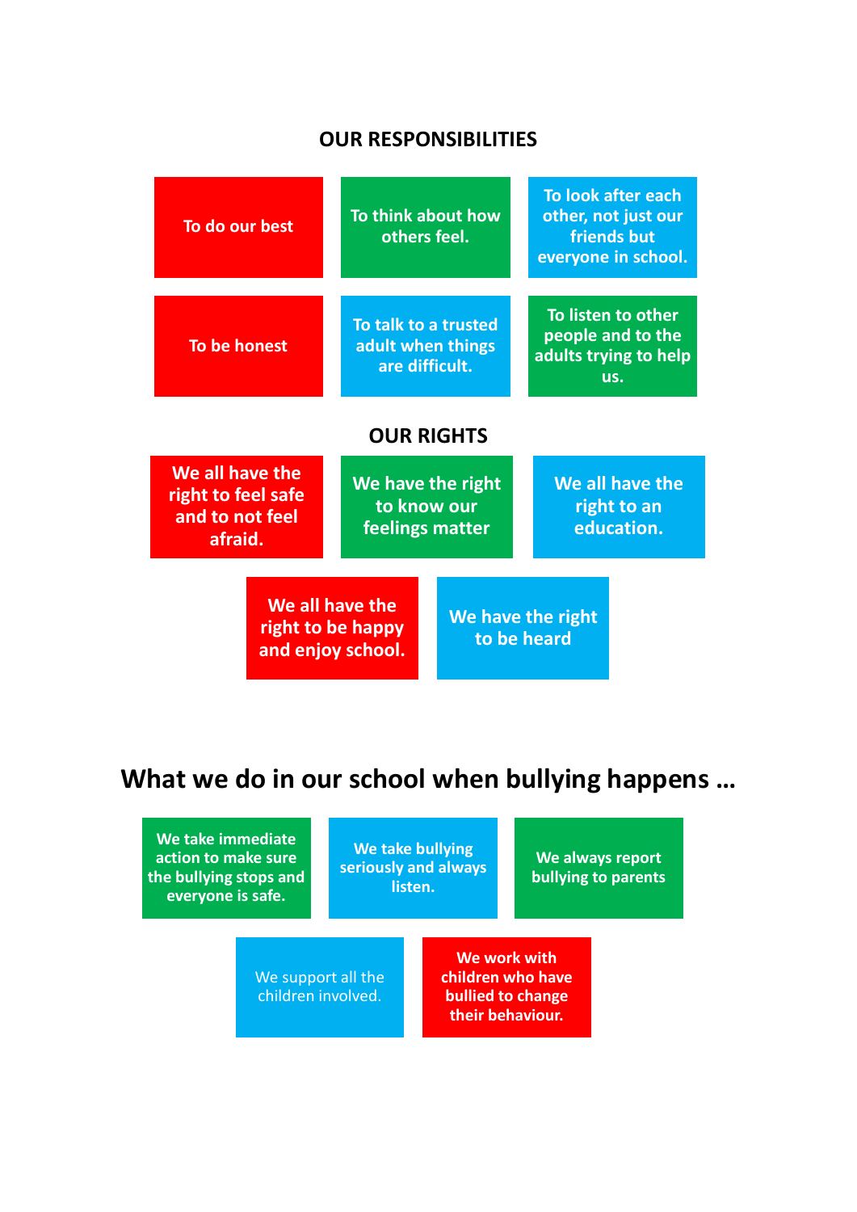## OUR RESPONSIBILITIES

- To do our best
- To think about how others feel.
- To look after each other, not just our friends but everyone in school.
- To be honest
- To talk to a trusted adult when things are difficult.
- To listen to other people and to the adults trying to help us.

## OUR RIGHTS

- We all have the right to feel safe and to not feel afraid.
- We have the right to know our feelings matter
- We all have the right to an education.
- We all have the right to be happy and enjoy school.
- We have the right to be heard

# What we do in our school when bullying happens …

- We take immediate action to make sure the bullying stops and everyone is safe.
- We take bullying seriously and always listen.
- We always report bullying to parents
- We support all the children involved.
- We work with children who have bullied to change their behaviour.